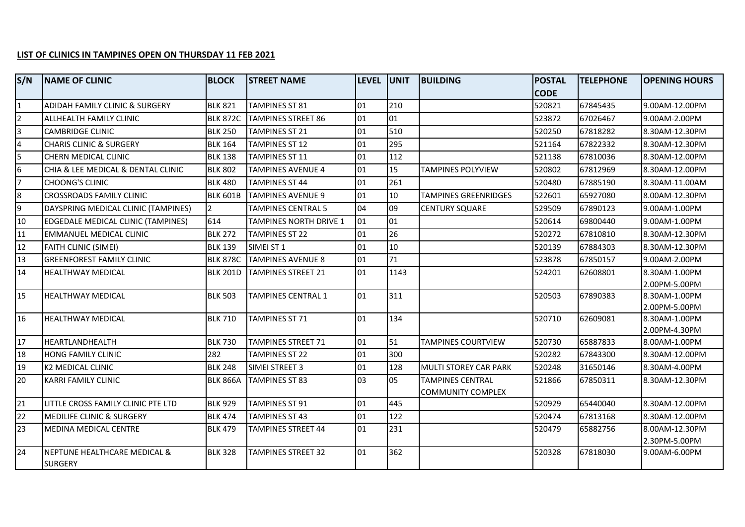**LIST OF CLINICS IN TAMPINES OPEN ON THURSDAY 11 FEB 2021**

| S/N | NAME OF CLINIC | BLOCK | STREET NAME | LEVEL | UNIT | BUILDING | POSTAL CODE | TELEPHONE | OPENING HOURS |
|---|---|---|---|---|---|---|---|---|---|
| 1 | ADIDAH FAMILY CLINIC & SURGERY | BLK 821 | TAMPINES ST 81 | 01 | 210 | | 520821 | 67845435 | 9.00AM-12.00PM |
| 2 | ALLHEALTH FAMILY CLINIC | BLK 872C | TAMPINES STREET 86 | 01 | 01 | | 523872 | 67026467 | 9.00AM-2.00PM |
| 3 | CAMBRIDGE CLINIC | BLK 250 | TAMPINES ST 21 | 01 | 510 | | 520250 | 67818282 | 8.30AM-12.30PM |
| 4 | CHARIS CLINIC & SURGERY | BLK 164 | TAMPINES ST 12 | 01 | 295 | | 521164 | 67822332 | 8.30AM-12.30PM |
| 5 | CHERN MEDICAL CLINIC | BLK 138 | TAMPINES ST 11 | 01 | 112 | | 521138 | 67810036 | 8.30AM-12.00PM |
| 6 | CHIA & LEE MEDICAL & DENTAL CLINIC | BLK 802 | TAMPINES AVENUE 4 | 01 | 15 | TAMPINES POLYVIEW | 520802 | 67812969 | 8.30AM-12.00PM |
| 7 | CHOONG'S CLINIC | BLK 480 | TAMPINES ST 44 | 01 | 261 | | 520480 | 67885190 | 8.30AM-11.00AM |
| 8 | CROSSROADS FAMILY CLINIC | BLK 601B | TAMPINES AVENUE 9 | 01 | 10 | TAMPINES GREENRIDGES | 522601 | 65927080 | 8.00AM-12.30PM |
| 9 | DAYSPRING MEDICAL CLINIC (TAMPINES) | 2 | TAMPINES CENTRAL 5 | 04 | 09 | CENTURY SQUARE | 529509 | 67890123 | 9.00AM-1.00PM |
| 10 | EDGEDALE MEDICAL CLINIC (TAMPINES) | 614 | TAMPINES NORTH DRIVE 1 | 01 | 01 | | 520614 | 69800440 | 9.00AM-1.00PM |
| 11 | EMMANUEL MEDICAL CLINIC | BLK 272 | TAMPINES ST 22 | 01 | 26 | | 520272 | 67810810 | 8.30AM-12.30PM |
| 12 | FAITH CLINIC (SIMEI) | BLK 139 | SIMEI ST 1 | 01 | 10 | | 520139 | 67884303 | 8.30AM-12.30PM |
| 13 | GREENFOREST FAMILY CLINIC | BLK 878C | TAMPINES AVENUE 8 | 01 | 71 | | 523878 | 67850157 | 9.00AM-2.00PM |
| 14 | HEALTHWAY MEDICAL | BLK 201D | TAMPINES STREET 21 | 01 | 1143 | | 524201 | 62608801 | 8.30AM-1.00PM<br>2.00PM-5.00PM |
| 15 | HEALTHWAY MEDICAL | BLK 503 | TAMPINES CENTRAL 1 | 01 | 311 | | 520503 | 67890383 | 8.30AM-1.00PM<br>2.00PM-5.00PM |
| 16 | HEALTHWAY MEDICAL | BLK 710 | TAMPINES ST 71 | 01 | 134 | | 520710 | 62609081 | 8.30AM-1.00PM<br>2.00PM-4.30PM |
| 17 | HEARTLANDHEALTH | BLK 730 | TAMPINES STREET 71 | 01 | 51 | TAMPINES COURTVIEW | 520730 | 65887833 | 8.00AM-1.00PM |
| 18 | HONG FAMILY CLINIC | 282 | TAMPINES ST 22 | 01 | 300 | | 520282 | 67843300 | 8.30AM-12.00PM |
| 19 | K2 MEDICAL CLINIC | BLK 248 | SIMEI STREET 3 | 01 | 128 | MULTI STOREY CAR PARK | 520248 | 31650146 | 8.30AM-4.00PM |
| 20 | KARRI FAMILY CLINIC | BLK 866A | TAMPINES ST 83 | 03 | 05 | TAMPINES CENTRAL COMMUNITY COMPLEX | 521866 | 67850311 | 8.30AM-12.30PM |
| 21 | LITTLE CROSS FAMILY CLINIC PTE LTD | BLK 929 | TAMPINES ST 91 | 01 | 445 | | 520929 | 65440040 | 8.30AM-12.00PM |
| 22 | MEDILIFE CLINIC & SURGERY | BLK 474 | TAMPINES ST 43 | 01 | 122 | | 520474 | 67813168 | 8.30AM-12.00PM |
| 23 | MEDINA MEDICAL CENTRE | BLK 479 | TAMPINES STREET 44 | 01 | 231 | | 520479 | 65882756 | 8.00AM-12.30PM<br>2.30PM-5.00PM |
| 24 | NEPTUNE HEALTHCARE MEDICAL & SURGERY | BLK 328 | TAMPINES STREET 32 | 01 | 362 | | 520328 | 67818030 | 9.00AM-6.00PM |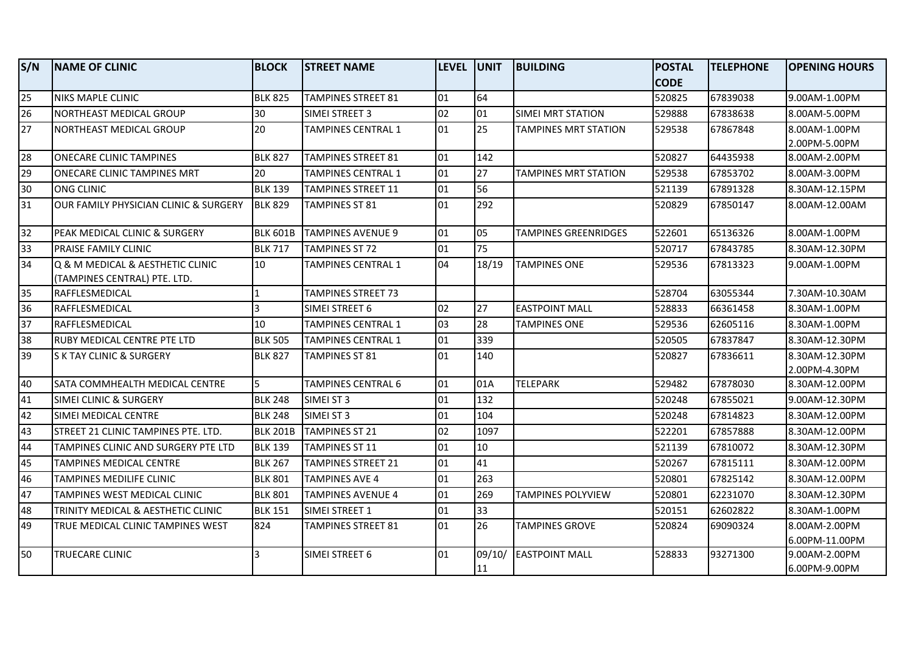| S/N | NAME OF CLINIC | BLOCK | STREET NAME | LEVEL | UNIT | BUILDING | POSTAL CODE | TELEPHONE | OPENING HOURS |
|---|---|---|---|---|---|---|---|---|---|
| 25 | NIKS MAPLE CLINIC | BLK 825 | TAMPINES STREET 81 | 01 | 64 | | 520825 | 67839038 | 9.00AM-1.00PM |
| 26 | NORTHEAST MEDICAL GROUP | 30 | SIMEI STREET 3 | 02 | 01 | SIMEI MRT STATION | 529888 | 67838638 | 8.00AM-5.00PM |
| 27 | NORTHEAST MEDICAL GROUP | 20 | TAMPINES CENTRAL 1 | 01 | 25 | TAMPINES MRT STATION | 529538 | 67867848 | 8.00AM-1.00PM 2.00PM-5.00PM |
| 28 | ONECARE CLINIC TAMPINES | BLK 827 | TAMPINES STREET 81 | 01 | 142 | | 520827 | 64435938 | 8.00AM-2.00PM |
| 29 | ONECARE CLINIC TAMPINES MRT | 20 | TAMPINES CENTRAL 1 | 01 | 27 | TAMPINES MRT STATION | 529538 | 67853702 | 8.00AM-3.00PM |
| 30 | ONG CLINIC | BLK 139 | TAMPINES STREET 11 | 01 | 56 | | 521139 | 67891328 | 8.30AM-12.15PM |
| 31 | OUR FAMILY PHYSICIAN CLINIC & SURGERY | BLK 829 | TAMPINES ST 81 | 01 | 292 | | 520829 | 67850147 | 8.00AM-12.00AM |
| 32 | PEAK MEDICAL CLINIC & SURGERY | BLK 601B | TAMPINES AVENUE 9 | 01 | 05 | TAMPINES GREENRIDGES | 522601 | 65136326 | 8.00AM-1.00PM |
| 33 | PRAISE FAMILY CLINIC | BLK 717 | TAMPINES ST 72 | 01 | 75 | | 520717 | 67843785 | 8.30AM-12.30PM |
| 34 | Q & M MEDICAL & AESTHETIC CLINIC (TAMPINES CENTRAL) PTE. LTD. | 10 | TAMPINES CENTRAL 1 | 04 | 18/19 | TAMPINES ONE | 529536 | 67813323 | 9.00AM-1.00PM |
| 35 | RAFFLESMEDICAL | 1 | TAMPINES STREET 73 | | | | 528704 | 63055344 | 7.30AM-10.30AM |
| 36 | RAFFLESMEDICAL | 3 | SIMEI STREET 6 | 02 | 27 | EASTPOINT MALL | 528833 | 66361458 | 8.30AM-1.00PM |
| 37 | RAFFLESMEDICAL | 10 | TAMPINES CENTRAL 1 | 03 | 28 | TAMPINES ONE | 529536 | 62605116 | 8.30AM-1.00PM |
| 38 | RUBY MEDICAL CENTRE PTE LTD | BLK 505 | TAMPINES CENTRAL 1 | 01 | 339 | | 520505 | 67837847 | 8.30AM-12.30PM |
| 39 | S K TAY CLINIC & SURGERY | BLK 827 | TAMPINES ST 81 | 01 | 140 | | 520827 | 67836611 | 8.30AM-12.30PM 2.00PM-4.30PM |
| 40 | SATA COMMHEALTH MEDICAL CENTRE | 5 | TAMPINES CENTRAL 6 | 01 | 01A | TELEPARK | 529482 | 67878030 | 8.30AM-12.00PM |
| 41 | SIMEI CLINIC & SURGERY | BLK 248 | SIMEI ST 3 | 01 | 132 | | 520248 | 67855021 | 9.00AM-12.30PM |
| 42 | SIMEI MEDICAL CENTRE | BLK 248 | SIMEI ST 3 | 01 | 104 | | 520248 | 67814823 | 8.30AM-12.00PM |
| 43 | STREET 21 CLINIC TAMPINES PTE. LTD. | BLK 201B | TAMPINES ST 21 | 02 | 1097 | | 522201 | 67857888 | 8.30AM-12.00PM |
| 44 | TAMPINES CLINIC AND SURGERY PTE LTD | BLK 139 | TAMPINES ST 11 | 01 | 10 | | 521139 | 67810072 | 8.30AM-12.30PM |
| 45 | TAMPINES MEDICAL CENTRE | BLK 267 | TAMPINES STREET 21 | 01 | 41 | | 520267 | 67815111 | 8.30AM-12.00PM |
| 46 | TAMPINES MEDILIFE CLINIC | BLK 801 | TAMPINES AVE 4 | 01 | 263 | | 520801 | 67825142 | 8.30AM-12.00PM |
| 47 | TAMPINES WEST MEDICAL CLINIC | BLK 801 | TAMPINES AVENUE 4 | 01 | 269 | TAMPINES POLYVIEW | 520801 | 62231070 | 8.30AM-12.30PM |
| 48 | TRINITY MEDICAL & AESTHETIC CLINIC | BLK 151 | SIMEI STREET 1 | 01 | 33 | | 520151 | 62602822 | 8.30AM-1.00PM |
| 49 | TRUE MEDICAL CLINIC TAMPINES WEST | 824 | TAMPINES STREET 81 | 01 | 26 | TAMPINES GROVE | 520824 | 69090324 | 8.00AM-2.00PM 6.00PM-11.00PM |
| 50 | TRUECARE CLINIC | 3 | SIMEI STREET 6 | 01 | 09/10/11 | EASTPOINT MALL | 528833 | 93271300 | 9.00AM-2.00PM 6.00PM-9.00PM |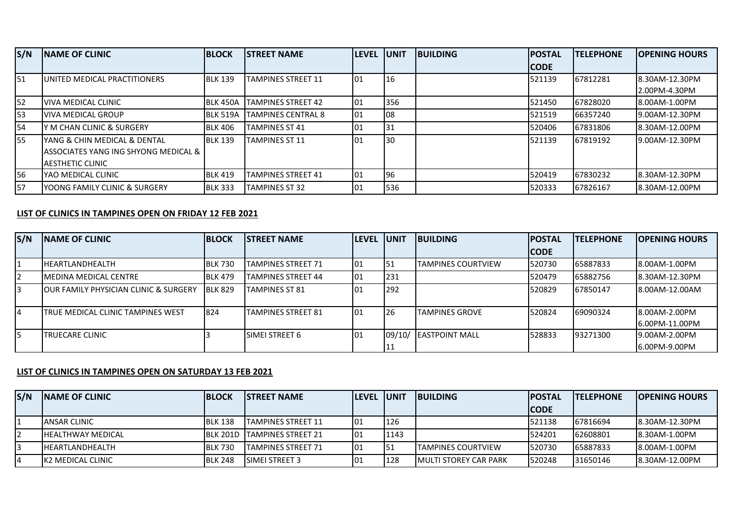| S/N | NAME OF CLINIC | BLOCK | STREET NAME | LEVEL | UNIT | BUILDING | POSTAL CODE | TELEPHONE | OPENING HOURS |
|---|---|---|---|---|---|---|---|---|---|
| 51 | UNITED MEDICAL PRACTITIONERS | BLK 139 | TAMPINES STREET 11 | 01 | 16 | | 521139 | 67812281 | 8.30AM-12.30PM 2.00PM-4.30PM |
| 52 | VIVA MEDICAL CLINIC | BLK 450A | TAMPINES STREET 42 | 01 | 356 | | 521450 | 67828020 | 8.00AM-1.00PM |
| 53 | VIVA MEDICAL GROUP | BLK 519A | TAMPINES CENTRAL 8 | 01 | 08 | | 521519 | 66357240 | 9.00AM-12.30PM |
| 54 | Y M CHAN CLINIC & SURGERY | BLK 406 | TAMPINES ST 41 | 01 | 31 | | 520406 | 67831806 | 8.30AM-12.00PM |
| 55 | YANG & CHIN MEDICAL & DENTAL ASSOCIATES YANG ING SHYONG MEDICAL & AESTHETIC CLINIC | BLK 139 | TAMPINES ST 11 | 01 | 30 | | 521139 | 67819192 | 9.00AM-12.30PM |
| 56 | YAO MEDICAL CLINIC | BLK 419 | TAMPINES STREET 41 | 01 | 96 | | 520419 | 67830232 | 8.30AM-12.30PM |
| 57 | YOONG FAMILY CLINIC & SURGERY | BLK 333 | TAMPINES ST 32 | 01 | 536 | | 520333 | 67826167 | 8.30AM-12.00PM |

## LIST OF CLINICS IN TAMPINES OPEN ON FRIDAY 12 FEB 2021

| S/N | NAME OF CLINIC | BLOCK | STREET NAME | LEVEL | UNIT | BUILDING | POSTAL CODE | TELEPHONE | OPENING HOURS |
|---|---|---|---|---|---|---|---|---|---|
| 1 | HEARTLANDHEALTH | BLK 730 | TAMPINES STREET 71 | 01 | 51 | TAMPINES COURTVIEW | 520730 | 65887833 | 8.00AM-1.00PM |
| 2 | MEDINA MEDICAL CENTRE | BLK 479 | TAMPINES STREET 44 | 01 | 231 | | 520479 | 65882756 | 8.30AM-12.30PM |
| 3 | OUR FAMILY PHYSICIAN CLINIC & SURGERY | BLK 829 | TAMPINES ST 81 | 01 | 292 | | 520829 | 67850147 | 8.00AM-12.00AM |
| 4 | TRUE MEDICAL CLINIC TAMPINES WEST | 824 | TAMPINES STREET 81 | 01 | 26 | TAMPINES GROVE | 520824 | 69090324 | 8.00AM-2.00PM 6.00PM-11.00PM |
| 5 | TRUECARE CLINIC | 3 | SIMEI STREET 6 | 01 | 09/10/11 | EASTPOINT MALL | 528833 | 93271300 | 9.00AM-2.00PM 6.00PM-9.00PM |

## LIST OF CLINICS IN TAMPINES OPEN ON SATURDAY 13 FEB 2021

| S/N | NAME OF CLINIC | BLOCK | STREET NAME | LEVEL | UNIT | BUILDING | POSTAL CODE | TELEPHONE | OPENING HOURS |
|---|---|---|---|---|---|---|---|---|---|
| 1 | ANSAR CLINIC | BLK 138 | TAMPINES STREET 11 | 01 | 126 | | 521138 | 67816694 | 8.30AM-12.30PM |
| 2 | HEALTHWAY MEDICAL | BLK 201D | TAMPINES STREET 21 | 01 | 1143 | | 524201 | 62608801 | 8.30AM-1.00PM |
| 3 | HEARTLANDHEALTH | BLK 730 | TAMPINES STREET 71 | 01 | 51 | TAMPINES COURTVIEW | 520730 | 65887833 | 8.00AM-1.00PM |
| 4 | K2 MEDICAL CLINIC | BLK 248 | SIMEI STREET 3 | 01 | 128 | MULTI STOREY CAR PARK | 520248 | 31650146 | 8.30AM-12.00PM |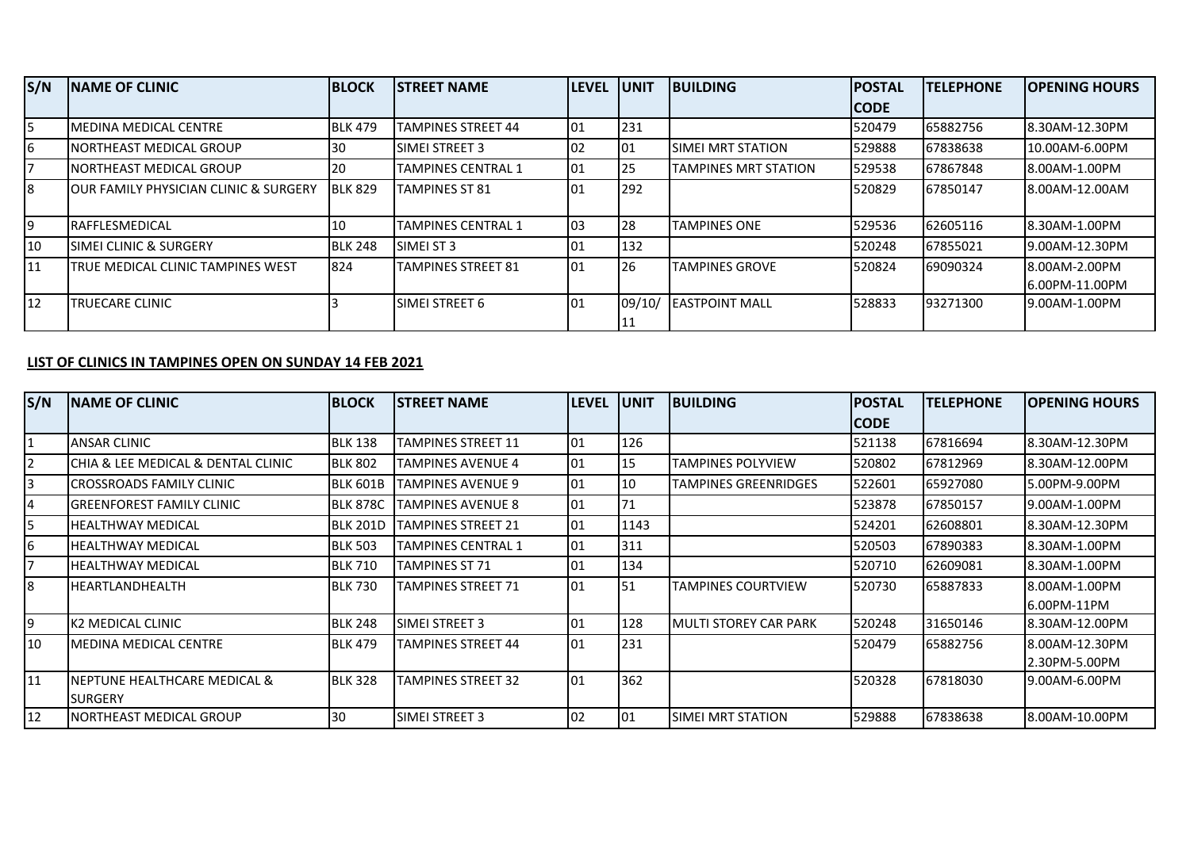| S/N | NAME OF CLINIC | BLOCK | STREET NAME | LEVEL | UNIT | BUILDING | POSTAL CODE | TELEPHONE | OPENING HOURS |
|---|---|---|---|---|---|---|---|---|---|
| 5 | MEDINA MEDICAL CENTRE | BLK 479 | TAMPINES STREET 44 | 01 | 231 | | 520479 | 65882756 | 8.30AM-12.30PM |
| 6 | NORTHEAST MEDICAL GROUP | 30 | SIMEI STREET 3 | 02 | 01 | SIMEI MRT STATION | 529888 | 67838638 | 10.00AM-6.00PM |
| 7 | NORTHEAST MEDICAL GROUP | 20 | TAMPINES CENTRAL 1 | 01 | 25 | TAMPINES MRT STATION | 529538 | 67867848 | 8.00AM-1.00PM |
| 8 | OUR FAMILY PHYSICIAN CLINIC & SURGERY | BLK 829 | TAMPINES ST 81 | 01 | 292 | | 520829 | 67850147 | 8.00AM-12.00AM |
| 9 | RAFFLESMEDICAL | 10 | TAMPINES CENTRAL 1 | 03 | 28 | TAMPINES ONE | 529536 | 62605116 | 8.30AM-1.00PM |
| 10 | SIMEI CLINIC & SURGERY | BLK 248 | SIMEI ST 3 | 01 | 132 | | 520248 | 67855021 | 9.00AM-12.30PM |
| 11 | TRUE MEDICAL CLINIC TAMPINES WEST | 824 | TAMPINES STREET 81 | 01 | 26 | TAMPINES GROVE | 520824 | 69090324 | 8.00AM-2.00PM 6.00PM-11.00PM |
| 12 | TRUECARE CLINIC | 3 | SIMEI STREET 6 | 01 | 09/10/ 11 | EASTPOINT MALL | 528833 | 93271300 | 9.00AM-1.00PM |

**LIST OF CLINICS IN TAMPINES OPEN ON SUNDAY 14 FEB 2021**

| S/N | NAME OF CLINIC | BLOCK | STREET NAME | LEVEL | UNIT | BUILDING | POSTAL CODE | TELEPHONE | OPENING HOURS |
|---|---|---|---|---|---|---|---|---|---|
| 1 | ANSAR CLINIC | BLK 138 | TAMPINES STREET 11 | 01 | 126 | | 521138 | 67816694 | 8.30AM-12.30PM |
| 2 | CHIA & LEE MEDICAL & DENTAL CLINIC | BLK 802 | TAMPINES AVENUE 4 | 01 | 15 | TAMPINES POLYVIEW | 520802 | 67812969 | 8.30AM-12.00PM |
| 3 | CROSSROADS FAMILY CLINIC | BLK 601B | TAMPINES AVENUE 9 | 01 | 10 | TAMPINES GREENRIDGES | 522601 | 65927080 | 5.00PM-9.00PM |
| 4 | GREENFOREST FAMILY CLINIC | BLK 878C | TAMPINES AVENUE 8 | 01 | 71 | | 523878 | 67850157 | 9.00AM-1.00PM |
| 5 | HEALTHWAY MEDICAL | BLK 201D | TAMPINES STREET 21 | 01 | 1143 | | 524201 | 62608801 | 8.30AM-12.30PM |
| 6 | HEALTHWAY MEDICAL | BLK 503 | TAMPINES CENTRAL 1 | 01 | 311 | | 520503 | 67890383 | 8.30AM-1.00PM |
| 7 | HEALTHWAY MEDICAL | BLK 710 | TAMPINES ST 71 | 01 | 134 | | 520710 | 62609081 | 8.30AM-1.00PM |
| 8 | HEARTLANDHEALTH | BLK 730 | TAMPINES STREET 71 | 01 | 51 | TAMPINES COURTVIEW | 520730 | 65887833 | 8.00AM-1.00PM 6.00PM-11PM |
| 9 | K2 MEDICAL CLINIC | BLK 248 | SIMEI STREET 3 | 01 | 128 | MULTI STOREY CAR PARK | 520248 | 31650146 | 8.30AM-12.00PM |
| 10 | MEDINA MEDICAL CENTRE | BLK 479 | TAMPINES STREET 44 | 01 | 231 | | 520479 | 65882756 | 8.00AM-12.30PM 2.30PM-5.00PM |
| 11 | NEPTUNE HEALTHCARE MEDICAL & SURGERY | BLK 328 | TAMPINES STREET 32 | 01 | 362 | | 520328 | 67818030 | 9.00AM-6.00PM |
| 12 | NORTHEAST MEDICAL GROUP | 30 | SIMEI STREET 3 | 02 | 01 | SIMEI MRT STATION | 529888 | 67838638 | 8.00AM-10.00PM |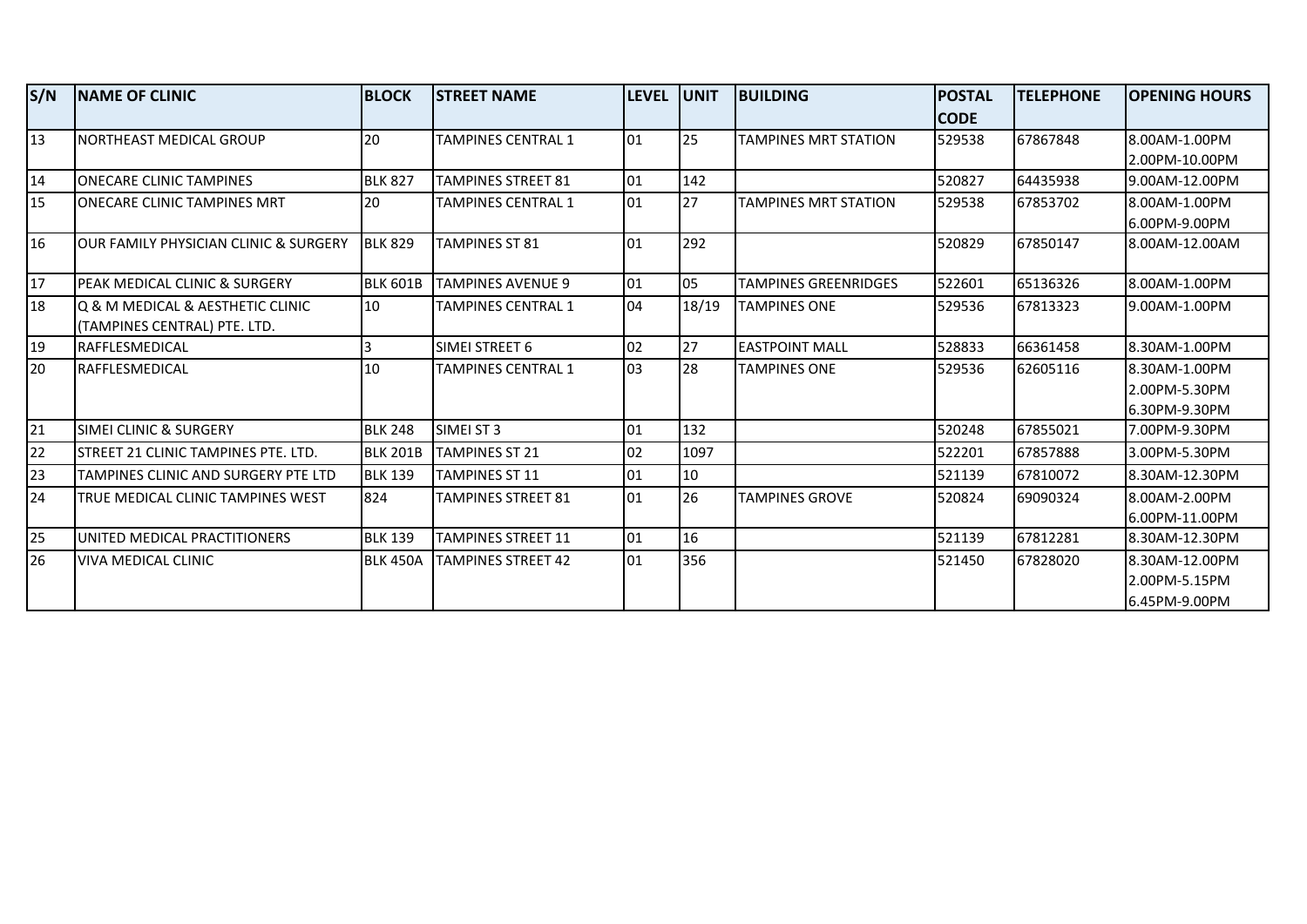| S/N | NAME OF CLINIC | BLOCK | STREET NAME | LEVEL | UNIT | BUILDING | POSTAL CODE | TELEPHONE | OPENING HOURS |
|---|---|---|---|---|---|---|---|---|---|
| 13 | NORTHEAST MEDICAL GROUP | 20 | TAMPINES CENTRAL 1 | 01 | 25 | TAMPINES MRT STATION | 529538 | 67867848 | 8.00AM-1.00PM<br>2.00PM-10.00PM |
| 14 | ONECARE CLINIC TAMPINES | BLK 827 | TAMPINES STREET 81 | 01 | 142 | | 520827 | 64435938 | 9.00AM-12.00PM |
| 15 | ONECARE CLINIC TAMPINES MRT | 20 | TAMPINES CENTRAL 1 | 01 | 27 | TAMPINES MRT STATION | 529538 | 67853702 | 8.00AM-1.00PM<br>6.00PM-9.00PM |
| 16 | OUR FAMILY PHYSICIAN CLINIC & SURGERY | BLK 829 | TAMPINES ST 81 | 01 | 292 | | 520829 | 67850147 | 8.00AM-12.00AM |
| 17 | PEAK MEDICAL CLINIC & SURGERY | BLK 601B | TAMPINES AVENUE 9 | 01 | 05 | TAMPINES GREENRIDGES | 522601 | 65136326 | 8.00AM-1.00PM |
| 18 | Q & M MEDICAL & AESTHETIC CLINIC (TAMPINES CENTRAL) PTE. LTD. | 10 | TAMPINES CENTRAL 1 | 04 | 18/19 | TAMPINES ONE | 529536 | 67813323 | 9.00AM-1.00PM |
| 19 | RAFFLESMEDICAL | 3 | SIMEI STREET 6 | 02 | 27 | EASTPOINT MALL | 528833 | 66361458 | 8.30AM-1.00PM |
| 20 | RAFFLESMEDICAL | 10 | TAMPINES CENTRAL 1 | 03 | 28 | TAMPINES ONE | 529536 | 62605116 | 8.30AM-1.00PM<br>2.00PM-5.30PM<br>6.30PM-9.30PM |
| 21 | SIMEI CLINIC & SURGERY | BLK 248 | SIMEI ST 3 | 01 | 132 | | 520248 | 67855021 | 7.00PM-9.30PM |
| 22 | STREET 21 CLINIC TAMPINES PTE. LTD. | BLK 201B | TAMPINES ST 21 | 02 | 1097 | | 522201 | 67857888 | 3.00PM-5.30PM |
| 23 | TAMPINES CLINIC AND SURGERY PTE LTD | BLK 139 | TAMPINES ST 11 | 01 | 10 | | 521139 | 67810072 | 8.30AM-12.30PM |
| 24 | TRUE MEDICAL CLINIC TAMPINES WEST | 824 | TAMPINES STREET 81 | 01 | 26 | TAMPINES GROVE | 520824 | 69090324 | 8.00AM-2.00PM<br>6.00PM-11.00PM |
| 25 | UNITED MEDICAL PRACTITIONERS | BLK 139 | TAMPINES STREET 11 | 01 | 16 | | 521139 | 67812281 | 8.30AM-12.30PM |
| 26 | VIVA MEDICAL CLINIC | BLK 450A | TAMPINES STREET 42 | 01 | 356 | | 521450 | 67828020 | 8.30AM-12.00PM<br>2.00PM-5.15PM<br>6.45PM-9.00PM |